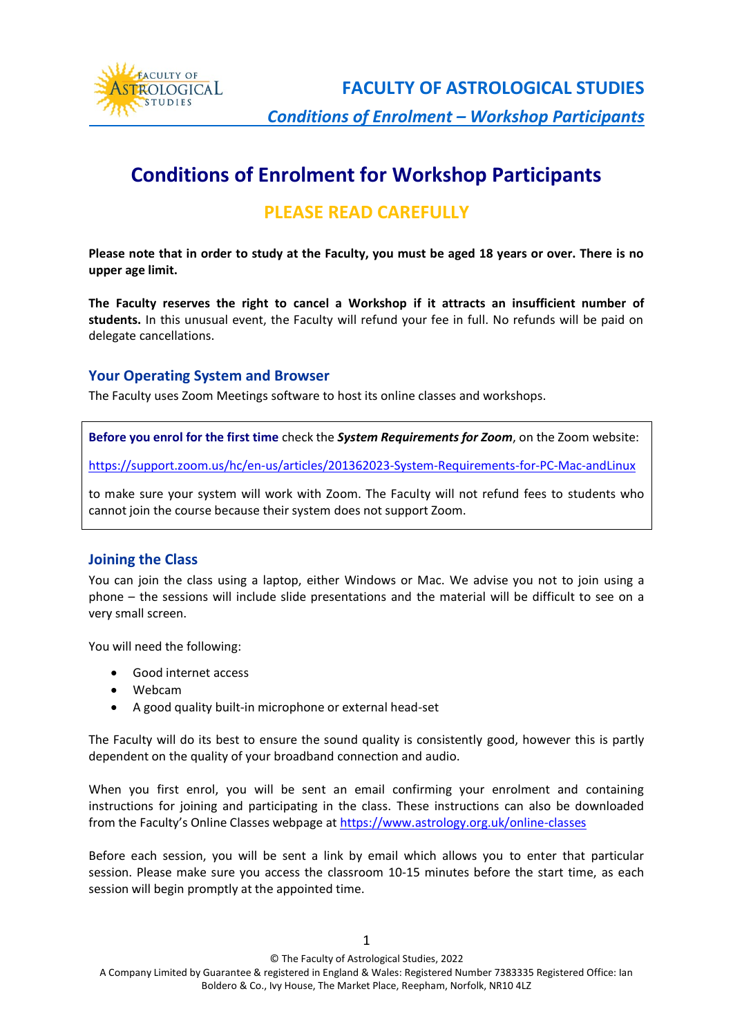# Conditions of Enrolment for Workshop Participants

## PLEASE READ CAREFULLY

**Please note that in order to study at the Faculty, you must be aged 18 years or over. There is no upper age limit.**

**The Faculty reserves the right to cancel a Workshop if it attracts an insufficient number of students.** In this unusual event, the Faculty will refund your fee in full. No refunds will be paid on delegate cancellations.

### Your Operating System and Browser

The Faculty uses Zoom Meetings software to host its online classes and workshops.

**Before you enrol for the first time** check the ***System Requirements for Zoom***, on the Zoom website:

https://support.zoom.us/hc/en-us/articles/201362023-System-Requirements-for-PC-Mac-andLinux

to make sure your system will work with Zoom. The Faculty will not refund fees to students who cannot join the course because their system does not support Zoom.

### Joining the Class

You can join the class using a laptop, either Windows or Mac. We advise you not to join using a phone – the sessions will include slide presentations and the material will be difficult to see on a very small screen.

You will need the following:

- Good internet access
- Webcam
- A good quality built-in microphone or external head-set

The Faculty will do its best to ensure the sound quality is consistently good, however this is partly dependent on the quality of your broadband connection and audio.

When you first enrol, you will be sent an email confirming your enrolment and containing instructions for joining and participating in the class. These instructions can also be downloaded from the Faculty's Online Classes webpage at https://www.astrology.org.uk/online-classes

Before each session, you will be sent a link by email which allows you to enter that particular session. Please make sure you access the classroom 10-15 minutes before the start time, as each session will begin promptly at the appointed time.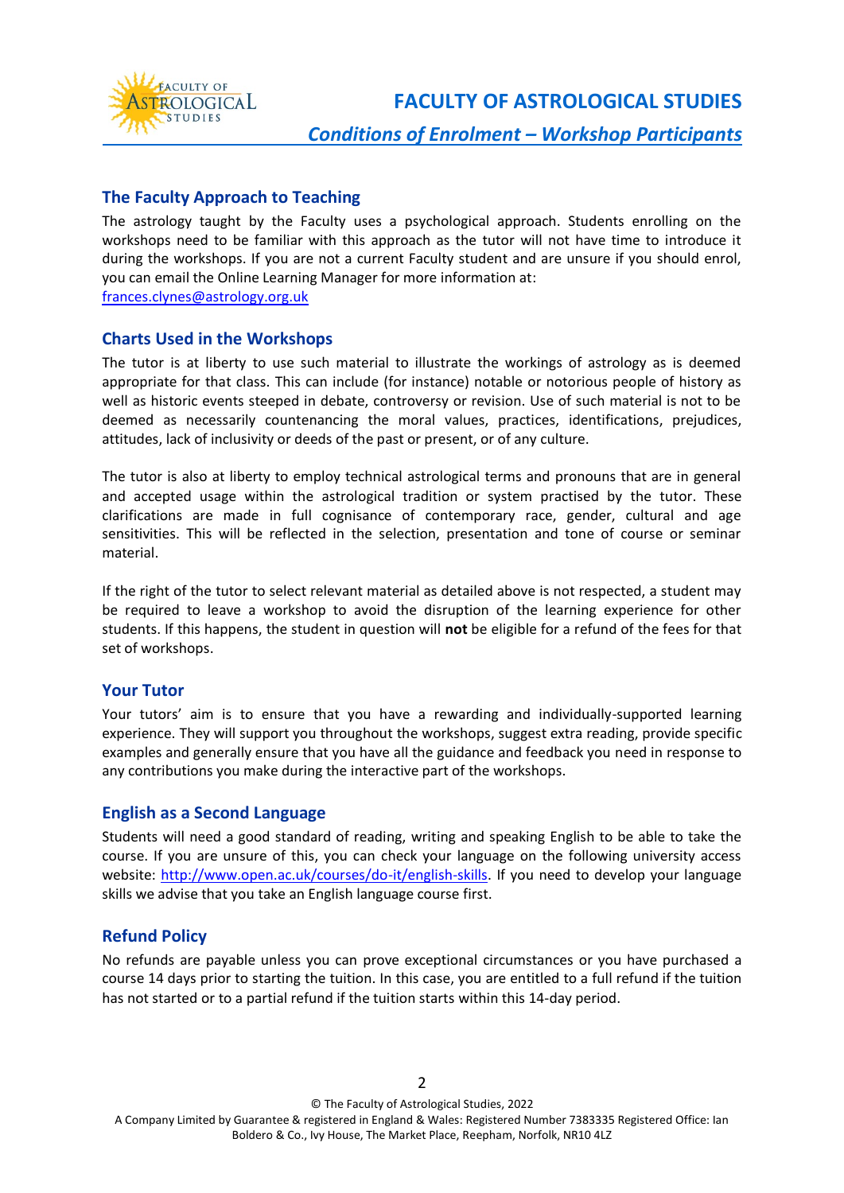## The Faculty Approach to Teaching

The astrology taught by the Faculty uses a psychological approach. Students enrolling on the workshops need to be familiar with this approach as the tutor will not have time to introduce it during the workshops. If you are not a current Faculty student and are unsure if you should enrol, you can email the Online Learning Manager for more information at: frances.clynes@astrology.org.uk

## Charts Used in the Workshops

The tutor is at liberty to use such material to illustrate the workings of astrology as is deemed appropriate for that class. This can include (for instance) notable or notorious people of history as well as historic events steeped in debate, controversy or revision. Use of such material is not to be deemed as necessarily countenancing the moral values, practices, identifications, prejudices, attitudes, lack of inclusivity or deeds of the past or present, or of any culture.

The tutor is also at liberty to employ technical astrological terms and pronouns that are in general and accepted usage within the astrological tradition or system practised by the tutor. These clarifications are made in full cognisance of contemporary race, gender, cultural and age sensitivities. This will be reflected in the selection, presentation and tone of course or seminar material.

If the right of the tutor to select relevant material as detailed above is not respected, a student may be required to leave a workshop to avoid the disruption of the learning experience for other students. If this happens, the student in question will **not** be eligible for a refund of the fees for that set of workshops.

## Your Tutor

Your tutors' aim is to ensure that you have a rewarding and individually-supported learning experience. They will support you throughout the workshops, suggest extra reading, provide specific examples and generally ensure that you have all the guidance and feedback you need in response to any contributions you make during the interactive part of the workshops.

## English as a Second Language

Students will need a good standard of reading, writing and speaking English to be able to take the course. If you are unsure of this, you can check your language on the following university access website: http://www.open.ac.uk/courses/do-it/english-skills. If you need to develop your language skills we advise that you take an English language course first.

## Refund Policy

No refunds are payable unless you can prove exceptional circumstances or you have purchased a course 14 days prior to starting the tuition. In this case, you are entitled to a full refund if the tuition has not started or to a partial refund if the tuition starts within this 14-day period.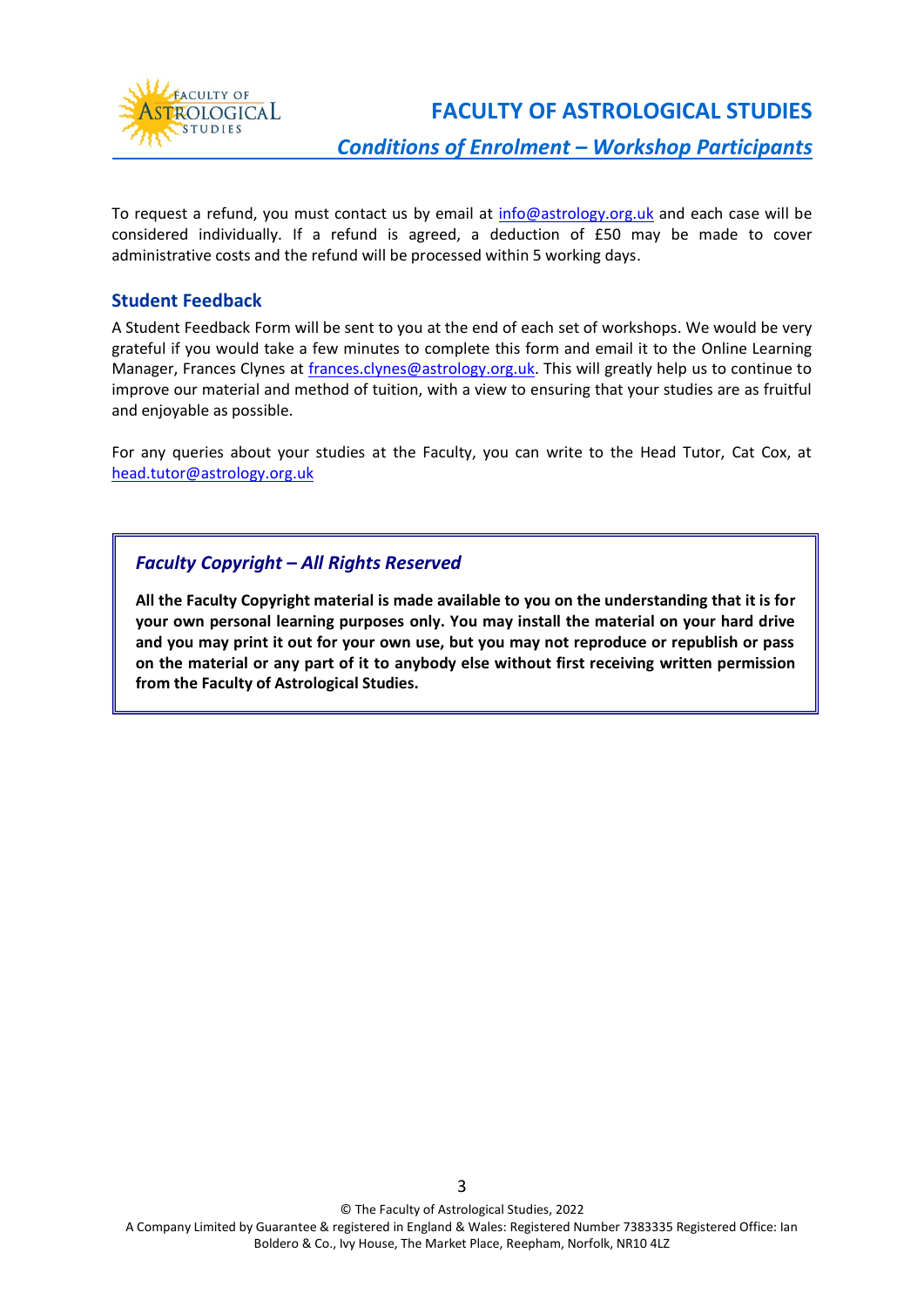To request a refund, you must contact us by email at info@astrology.org.uk and each case will be considered individually. If a refund is agreed, a deduction of £50 may be made to cover administrative costs and the refund will be processed within 5 working days.

## Student Feedback

A Student Feedback Form will be sent to you at the end of each set of workshops. We would be very grateful if you would take a few minutes to complete this form and email it to the Online Learning Manager, Frances Clynes at frances.clynes@astrology.org.uk. This will greatly help us to continue to improve our material and method of tuition, with a view to ensuring that your studies are as fruitful and enjoyable as possible.

For any queries about your studies at the Faculty, you can write to the Head Tutor, Cat Cox, at head.tutor@astrology.org.uk

### *Faculty Copyright – All Rights Reserved*

**All the Faculty Copyright material is made available to you on the understanding that it is for your own personal learning purposes only. You may install the material on your hard drive and you may print it out for your own use, but you may not reproduce or republish or pass on the material or any part of it to anybody else without first receiving written permission from the Faculty of Astrological Studies.**